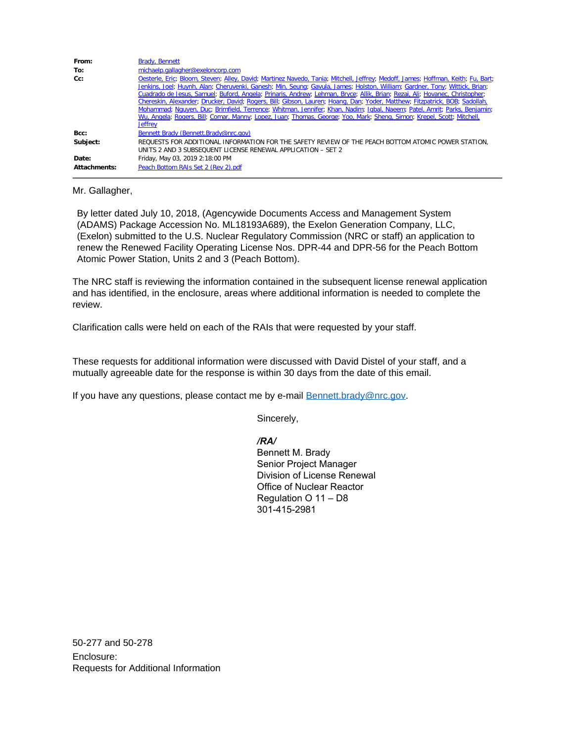| | |
|---|---|
| **From:** | Brady, Bennett |
| **To:** | michaelp.gallagher@exeloncorp.com |
| **Cc:** | Oesterle, Eric; Bloom, Steven; Alley, David; Martinez Navedo, Tania; Mitchell, Jeffrey; Medoff, James; Hoffman, Keith; Fu, Bart; Jenkins, Joel; Huynh, Alan; Cheruvenki, Ganesh; Min, Seung; Gavula, James; Holston, William; Gardner, Tony; Wittick, Brian; Cuadrado de Jesus, Samuel; Buford, Angela; Prinaris, Andrew; Lehman, Bryce; Allik, Brian; Rezai, Ali; Hovanec, Christopher; Chereskin, Alexander; Drucker, David; Rogers, Bill; Gibson, Lauren; Hoang, Dan; Yoder, Matthew; Fitzpatrick, BOB; Sadollah, Mohammad; Nguyen, Duc; Brimfield, Terrence; Whitman, Jennifer; Khan, Nadim; Iqbal, Naeem; Patel, Amrit; Parks, Benjamin; Wu, Angela; Rogers, Bill; Comar, Manny; Lopez, Juan; Thomas, George; Yoo, Mark; Sheng, Simon; Krepel, Scott; Mitchell, Jeffrey |
| **Bcc:** | Bennett Brady (Bennett.Brady@nrc.gov) |
| **Subject:** | REQUESTS FOR ADDITIONAL INFORMATION FOR THE SAFETY REVIEW OF THE PEACH BOTTOM ATOMIC POWER STATION, UNITS 2 AND 3 SUBSEQUENT LICENSE RENEWAL APPLICATION – SET 2 |
| **Date:** | Friday, May 03, 2019 2:18:00 PM |
| **Attachments:** | Peach Bottom RAIs Set 2 (Rev 2).pdf |

Mr. Gallagher,

By letter dated July 10, 2018, (Agencywide Documents Access and Management System (ADAMS) Package Accession No. ML18193A689), the Exelon Generation Company, LLC, (Exelon) submitted to the U.S. Nuclear Regulatory Commission (NRC or staff) an application to renew the Renewed Facility Operating License Nos. DPR-44 and DPR-56 for the Peach Bottom Atomic Power Station, Units 2 and 3 (Peach Bottom).

The NRC staff is reviewing the information contained in the subsequent license renewal application and has identified, in the enclosure, areas where additional information is needed to complete the review.

Clarification calls were held on each of the RAIs that were requested by your staff.

These requests for additional information were discussed with David Distel of your staff, and a mutually agreeable date for the response is within 30 days from the date of this email.

If you have any questions, please contact me by e-mail Bennett.brady@nrc.gov.

Sincerely,

*/RA/*
Bennett M. Brady
Senior Project Manager
Division of License Renewal
Office of Nuclear Reactor
Regulation O 11 – D8
301-415-2981

50-277 and 50-278

Enclosure:
Requests for Additional Information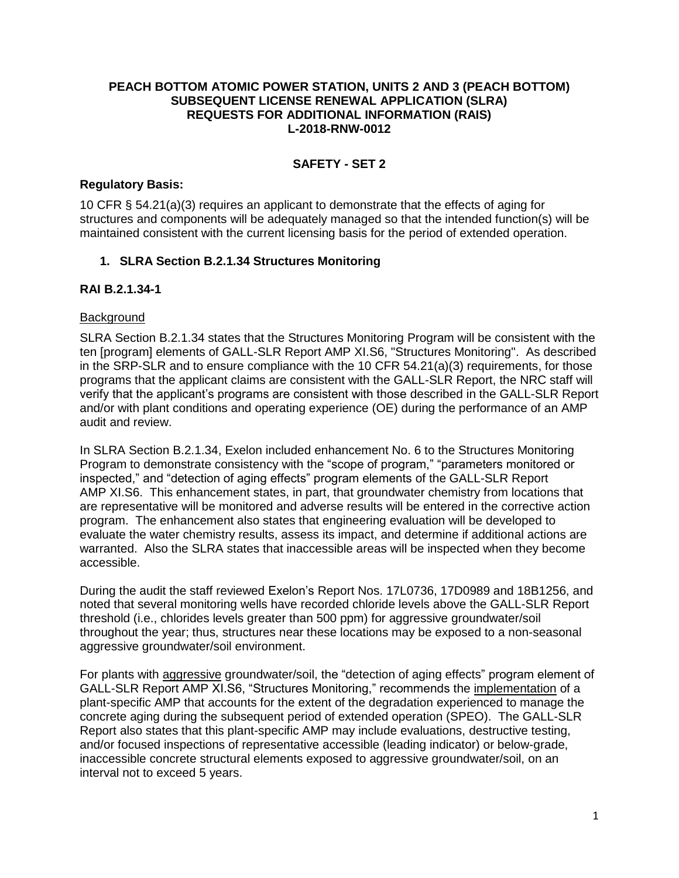**PEACH BOTTOM ATOMIC POWER STATION, UNITS 2 AND 3 (PEACH BOTTOM)**
**SUBSEQUENT LICENSE RENEWAL APPLICATION (SLRA)**
**REQUESTS FOR ADDITIONAL INFORMATION (RAIS)**
**L-2018-RNW-0012**

## SAFETY - SET 2

### Regulatory Basis:

10 CFR § 54.21(a)(3) requires an applicant to demonstrate that the effects of aging for structures and components will be adequately managed so that the intended function(s) will be maintained consistent with the current licensing basis for the period of extended operation.

### 1. SLRA Section B.2.1.34 Structures Monitoring

### RAI B.2.1.34-1

Background

SLRA Section B.2.1.34 states that the Structures Monitoring Program will be consistent with the ten [program] elements of GALL-SLR Report AMP XI.S6, "Structures Monitoring". As described in the SRP-SLR and to ensure compliance with the 10 CFR 54.21(a)(3) requirements, for those programs that the applicant claims are consistent with the GALL-SLR Report, the NRC staff will verify that the applicant's programs are consistent with those described in the GALL-SLR Report and/or with plant conditions and operating experience (OE) during the performance of an AMP audit and review.

In SLRA Section B.2.1.34, Exelon included enhancement No. 6 to the Structures Monitoring Program to demonstrate consistency with the "scope of program," "parameters monitored or inspected," and "detection of aging effects" program elements of the GALL-SLR Report AMP XI.S6. This enhancement states, in part, that groundwater chemistry from locations that are representative will be monitored and adverse results will be entered in the corrective action program. The enhancement also states that engineering evaluation will be developed to evaluate the water chemistry results, assess its impact, and determine if additional actions are warranted. Also the SLRA states that inaccessible areas will be inspected when they become accessible.

During the audit the staff reviewed Exelon's Report Nos. 17L0736, 17D0989 and 18B1256, and noted that several monitoring wells have recorded chloride levels above the GALL-SLR Report threshold (i.e., chlorides levels greater than 500 ppm) for aggressive groundwater/soil throughout the year; thus, structures near these locations may be exposed to a non-seasonal aggressive groundwater/soil environment.

For plants with aggressive groundwater/soil, the "detection of aging effects" program element of GALL-SLR Report AMP XI.S6, "Structures Monitoring," recommends the implementation of a plant-specific AMP that accounts for the extent of the degradation experienced to manage the concrete aging during the subsequent period of extended operation (SPEO). The GALL-SLR Report also states that this plant-specific AMP may include evaluations, destructive testing, and/or focused inspections of representative accessible (leading indicator) or below-grade, inaccessible concrete structural elements exposed to aggressive groundwater/soil, on an interval not to exceed 5 years.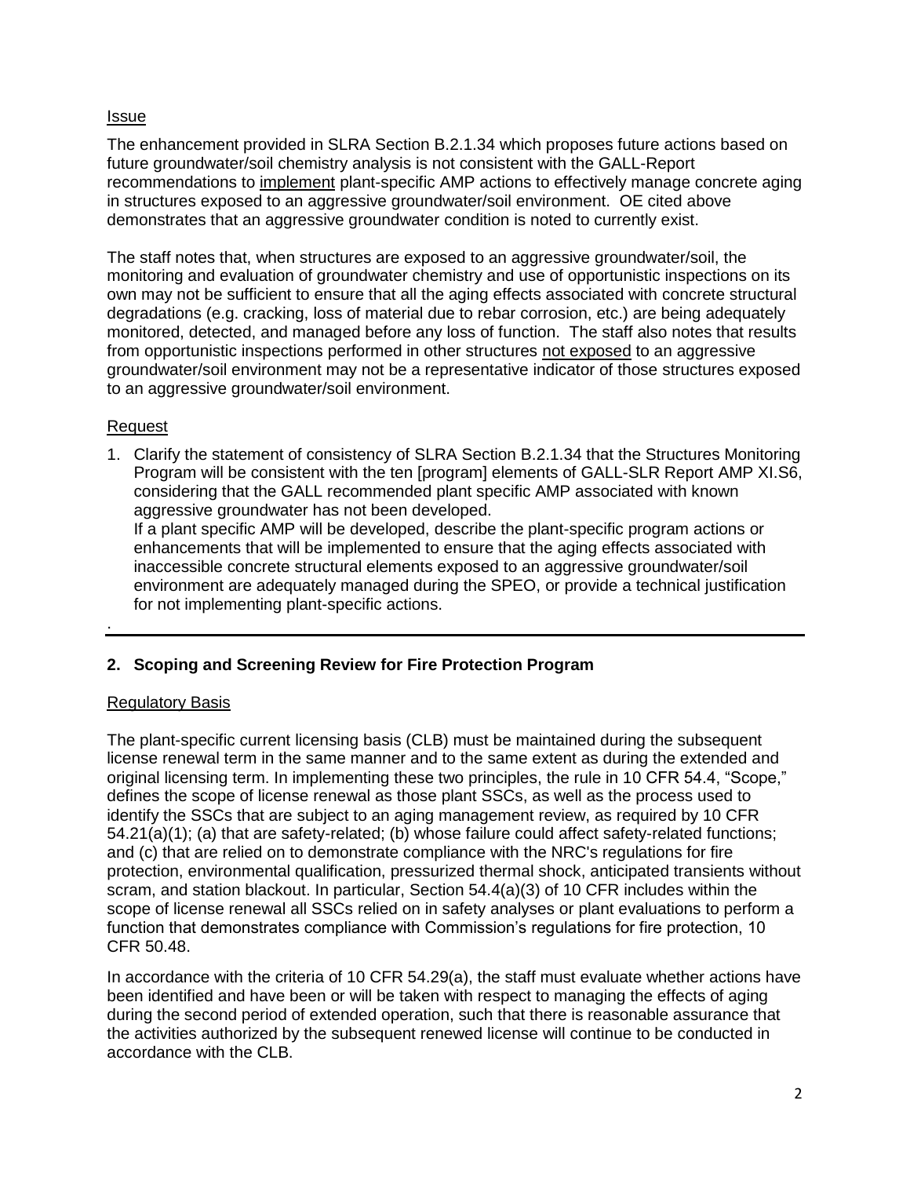Issue

The enhancement provided in SLRA Section B.2.1.34 which proposes future actions based on future groundwater/soil chemistry analysis is not consistent with the GALL-Report recommendations to implement plant-specific AMP actions to effectively manage concrete aging in structures exposed to an aggressive groundwater/soil environment. OE cited above demonstrates that an aggressive groundwater condition is noted to currently exist.

The staff notes that, when structures are exposed to an aggressive groundwater/soil, the monitoring and evaluation of groundwater chemistry and use of opportunistic inspections on its own may not be sufficient to ensure that all the aging effects associated with concrete structural degradations (e.g. cracking, loss of material due to rebar corrosion, etc.) are being adequately monitored, detected, and managed before any loss of function. The staff also notes that results from opportunistic inspections performed in other structures not exposed to an aggressive groundwater/soil environment may not be a representative indicator of those structures exposed to an aggressive groundwater/soil environment.

Request

1. Clarify the statement of consistency of SLRA Section B.2.1.34 that the Structures Monitoring Program will be consistent with the ten [program] elements of GALL-SLR Report AMP XI.S6, considering that the GALL recommended plant specific AMP associated with known aggressive groundwater has not been developed.
   If a plant specific AMP will be developed, describe the plant-specific program actions or enhancements that will be implemented to ensure that the aging effects associated with inaccessible concrete structural elements exposed to an aggressive groundwater/soil environment are adequately managed during the SPEO, or provide a technical justification for not implementing plant-specific actions.

.

---

## 2. Scoping and Screening Review for Fire Protection Program

Regulatory Basis

The plant-specific current licensing basis (CLB) must be maintained during the subsequent license renewal term in the same manner and to the same extent as during the extended and original licensing term. In implementing these two principles, the rule in 10 CFR 54.4, "Scope," defines the scope of license renewal as those plant SSCs, as well as the process used to identify the SSCs that are subject to an aging management review, as required by 10 CFR 54.21(a)(1); (a) that are safety-related; (b) whose failure could affect safety-related functions; and (c) that are relied on to demonstrate compliance with the NRC's regulations for fire protection, environmental qualification, pressurized thermal shock, anticipated transients without scram, and station blackout. In particular, Section 54.4(a)(3) of 10 CFR includes within the scope of license renewal all SSCs relied on in safety analyses or plant evaluations to perform a function that demonstrates compliance with Commission's regulations for fire protection, 10 CFR 50.48.

In accordance with the criteria of 10 CFR 54.29(a), the staff must evaluate whether actions have been identified and have been or will be taken with respect to managing the effects of aging during the second period of extended operation, such that there is reasonable assurance that the activities authorized by the subsequent renewed license will continue to be conducted in accordance with the CLB.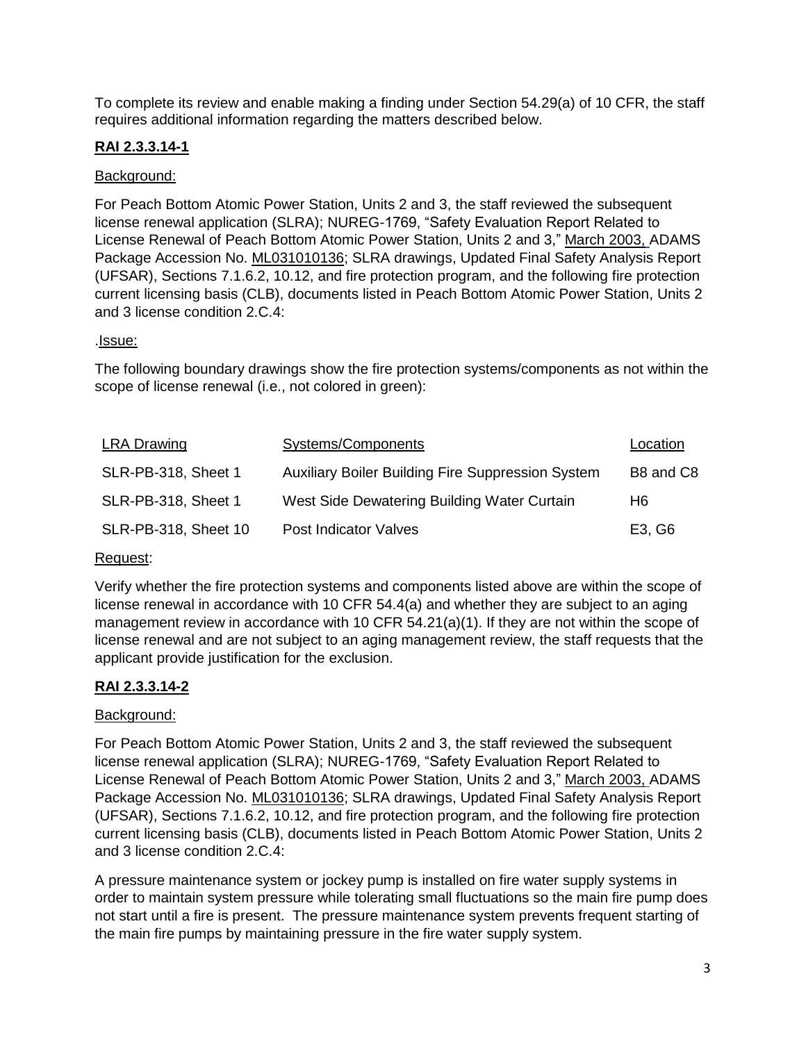To complete its review and enable making a finding under Section 54.29(a) of 10 CFR, the staff requires additional information regarding the matters described below.

## RAI 2.3.3.14-1

Background:

For Peach Bottom Atomic Power Station, Units 2 and 3, the staff reviewed the subsequent license renewal application (SLRA); NUREG-1769, "Safety Evaluation Report Related to License Renewal of Peach Bottom Atomic Power Station, Units 2 and 3," March 2003, ADAMS Package Accession No. ML031010136; SLRA drawings, Updated Final Safety Analysis Report (UFSAR), Sections 7.1.6.2, 10.12, and fire protection program, and the following fire protection current licensing basis (CLB), documents listed in Peach Bottom Atomic Power Station, Units 2 and 3 license condition 2.C.4:

.Issue:

The following boundary drawings show the fire protection systems/components as not within the scope of license renewal (i.e., not colored in green):

| LRA Drawing | Systems/Components | Location |
|---|---|---|
| SLR-PB-318, Sheet 1 | Auxiliary Boiler Building Fire Suppression System | B8 and C8 |
| SLR-PB-318, Sheet 1 | West Side Dewatering Building Water Curtain | H6 |
| SLR-PB-318, Sheet 10 | Post Indicator Valves | E3, G6 |

Request:

Verify whether the fire protection systems and components listed above are within the scope of license renewal in accordance with 10 CFR 54.4(a) and whether they are subject to an aging management review in accordance with 10 CFR 54.21(a)(1). If they are not within the scope of license renewal and are not subject to an aging management review, the staff requests that the applicant provide justification for the exclusion.

## RAI 2.3.3.14-2

Background:

For Peach Bottom Atomic Power Station, Units 2 and 3, the staff reviewed the subsequent license renewal application (SLRA); NUREG-1769, "Safety Evaluation Report Related to License Renewal of Peach Bottom Atomic Power Station, Units 2 and 3," March 2003, ADAMS Package Accession No. ML031010136; SLRA drawings, Updated Final Safety Analysis Report (UFSAR), Sections 7.1.6.2, 10.12, and fire protection program, and the following fire protection current licensing basis (CLB), documents listed in Peach Bottom Atomic Power Station, Units 2 and 3 license condition 2.C.4:

A pressure maintenance system or jockey pump is installed on fire water supply systems in order to maintain system pressure while tolerating small fluctuations so the main fire pump does not start until a fire is present. The pressure maintenance system prevents frequent starting of the main fire pumps by maintaining pressure in the fire water supply system.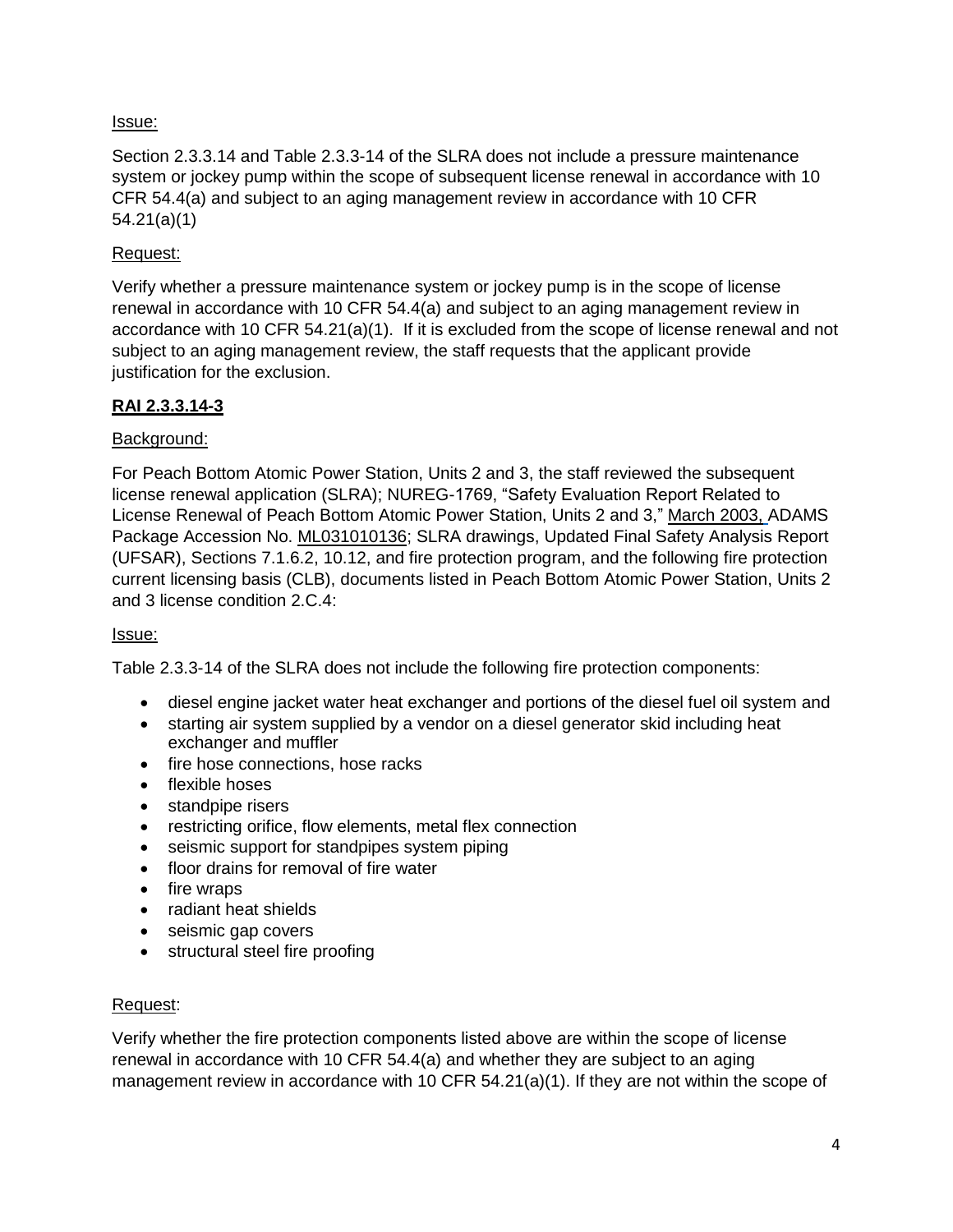Issue:

Section 2.3.3.14 and Table 2.3.3-14 of the SLRA does not include a pressure maintenance system or jockey pump within the scope of subsequent license renewal in accordance with 10 CFR 54.4(a) and subject to an aging management review in accordance with 10 CFR 54.21(a)(1)

Request:

Verify whether a pressure maintenance system or jockey pump is in the scope of license renewal in accordance with 10 CFR 54.4(a) and subject to an aging management review in accordance with 10 CFR 54.21(a)(1). If it is excluded from the scope of license renewal and not subject to an aging management review, the staff requests that the applicant provide justification for the exclusion.

**RAI 2.3.3.14-3**

Background:

For Peach Bottom Atomic Power Station, Units 2 and 3, the staff reviewed the subsequent license renewal application (SLRA); NUREG-1769, "Safety Evaluation Report Related to License Renewal of Peach Bottom Atomic Power Station, Units 2 and 3," March 2003, ADAMS Package Accession No. ML031010136; SLRA drawings, Updated Final Safety Analysis Report (UFSAR), Sections 7.1.6.2, 10.12, and fire protection program, and the following fire protection current licensing basis (CLB), documents listed in Peach Bottom Atomic Power Station, Units 2 and 3 license condition 2.C.4:

Issue:

Table 2.3.3-14 of the SLRA does not include the following fire protection components:

- diesel engine jacket water heat exchanger and portions of the diesel fuel oil system and
- starting air system supplied by a vendor on a diesel generator skid including heat exchanger and muffler
- fire hose connections, hose racks
- flexible hoses
- standpipe risers
- restricting orifice, flow elements, metal flex connection
- seismic support for standpipes system piping
- floor drains for removal of fire water
- fire wraps
- radiant heat shields
- seismic gap covers
- structural steel fire proofing

Request:

Verify whether the fire protection components listed above are within the scope of license renewal in accordance with 10 CFR 54.4(a) and whether they are subject to an aging management review in accordance with 10 CFR 54.21(a)(1). If they are not within the scope of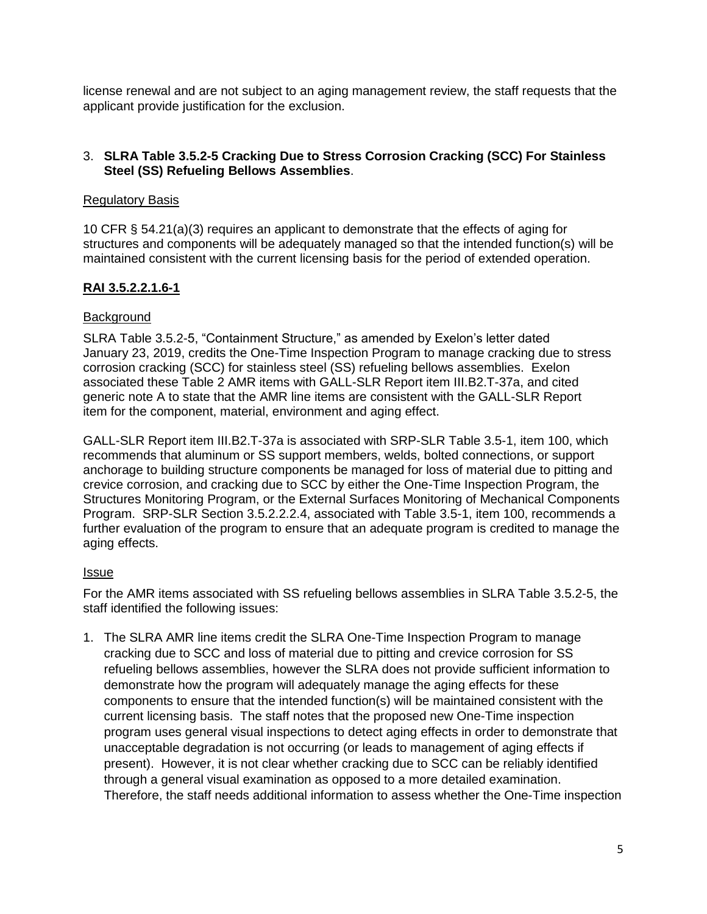license renewal and are not subject to an aging management review, the staff requests that the applicant provide justification for the exclusion.

3. **SLRA Table 3.5.2-5 Cracking Due to Stress Corrosion Cracking (SCC) For Stainless Steel (SS) Refueling Bellows Assemblies**.

Regulatory Basis

10 CFR § 54.21(a)(3) requires an applicant to demonstrate that the effects of aging for structures and components will be adequately managed so that the intended function(s) will be maintained consistent with the current licensing basis for the period of extended operation.

**RAI 3.5.2.2.1.6-1**

Background

SLRA Table 3.5.2-5, "Containment Structure," as amended by Exelon's letter dated January 23, 2019, credits the One-Time Inspection Program to manage cracking due to stress corrosion cracking (SCC) for stainless steel (SS) refueling bellows assemblies. Exelon associated these Table 2 AMR items with GALL-SLR Report item III.B2.T-37a, and cited generic note A to state that the AMR line items are consistent with the GALL-SLR Report item for the component, material, environment and aging effect.

GALL-SLR Report item III.B2.T-37a is associated with SRP-SLR Table 3.5-1, item 100, which recommends that aluminum or SS support members, welds, bolted connections, or support anchorage to building structure components be managed for loss of material due to pitting and crevice corrosion, and cracking due to SCC by either the One-Time Inspection Program, the Structures Monitoring Program, or the External Surfaces Monitoring of Mechanical Components Program. SRP-SLR Section 3.5.2.2.2.4, associated with Table 3.5-1, item 100, recommends a further evaluation of the program to ensure that an adequate program is credited to manage the aging effects.

Issue

For the AMR items associated with SS refueling bellows assemblies in SLRA Table 3.5.2-5, the staff identified the following issues:

1. The SLRA AMR line items credit the SLRA One-Time Inspection Program to manage cracking due to SCC and loss of material due to pitting and crevice corrosion for SS refueling bellows assemblies, however the SLRA does not provide sufficient information to demonstrate how the program will adequately manage the aging effects for these components to ensure that the intended function(s) will be maintained consistent with the current licensing basis. The staff notes that the proposed new One-Time inspection program uses general visual inspections to detect aging effects in order to demonstrate that unacceptable degradation is not occurring (or leads to management of aging effects if present). However, it is not clear whether cracking due to SCC can be reliably identified through a general visual examination as opposed to a more detailed examination. Therefore, the staff needs additional information to assess whether the One-Time inspection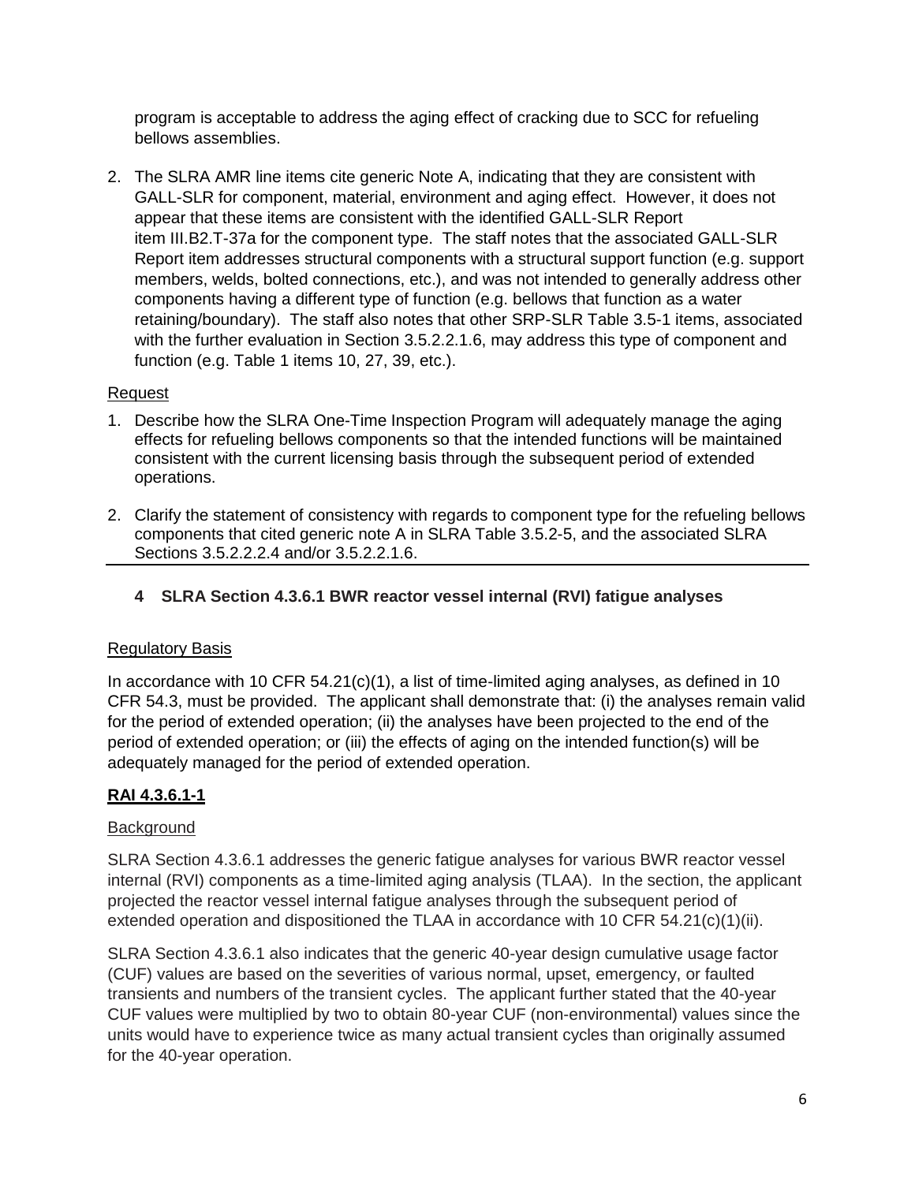program is acceptable to address the aging effect of cracking due to SCC for refueling bellows assemblies.

2. The SLRA AMR line items cite generic Note A, indicating that they are consistent with GALL-SLR for component, material, environment and aging effect. However, it does not appear that these items are consistent with the identified GALL-SLR Report item III.B2.T-37a for the component type. The staff notes that the associated GALL-SLR Report item addresses structural components with a structural support function (e.g. support members, welds, bolted connections, etc.), and was not intended to generally address other components having a different type of function (e.g. bellows that function as a water retaining/boundary). The staff also notes that other SRP-SLR Table 3.5-1 items, associated with the further evaluation in Section 3.5.2.2.1.6, may address this type of component and function (e.g. Table 1 items 10, 27, 39, etc.).

Request

1. Describe how the SLRA One-Time Inspection Program will adequately manage the aging effects for refueling bellows components so that the intended functions will be maintained consistent with the current licensing basis through the subsequent period of extended operations.

2. Clarify the statement of consistency with regards to component type for the refueling bellows components that cited generic note A in SLRA Table 3.5.2-5, and the associated SLRA Sections 3.5.2.2.2.4 and/or 3.5.2.2.1.6.

## 4 SLRA Section 4.3.6.1 BWR reactor vessel internal (RVI) fatigue analyses

Regulatory Basis

In accordance with 10 CFR 54.21(c)(1), a list of time-limited aging analyses, as defined in 10 CFR 54.3, must be provided. The applicant shall demonstrate that: (i) the analyses remain valid for the period of extended operation; (ii) the analyses have been projected to the end of the period of extended operation; or (iii) the effects of aging on the intended function(s) will be adequately managed for the period of extended operation.

### RAI 4.3.6.1-1

Background

SLRA Section 4.3.6.1 addresses the generic fatigue analyses for various BWR reactor vessel internal (RVI) components as a time-limited aging analysis (TLAA). In the section, the applicant projected the reactor vessel internal fatigue analyses through the subsequent period of extended operation and dispositioned the TLAA in accordance with 10 CFR 54.21(c)(1)(ii).

SLRA Section 4.3.6.1 also indicates that the generic 40-year design cumulative usage factor (CUF) values are based on the severities of various normal, upset, emergency, or faulted transients and numbers of the transient cycles. The applicant further stated that the 40-year CUF values were multiplied by two to obtain 80-year CUF (non-environmental) values since the units would have to experience twice as many actual transient cycles than originally assumed for the 40-year operation.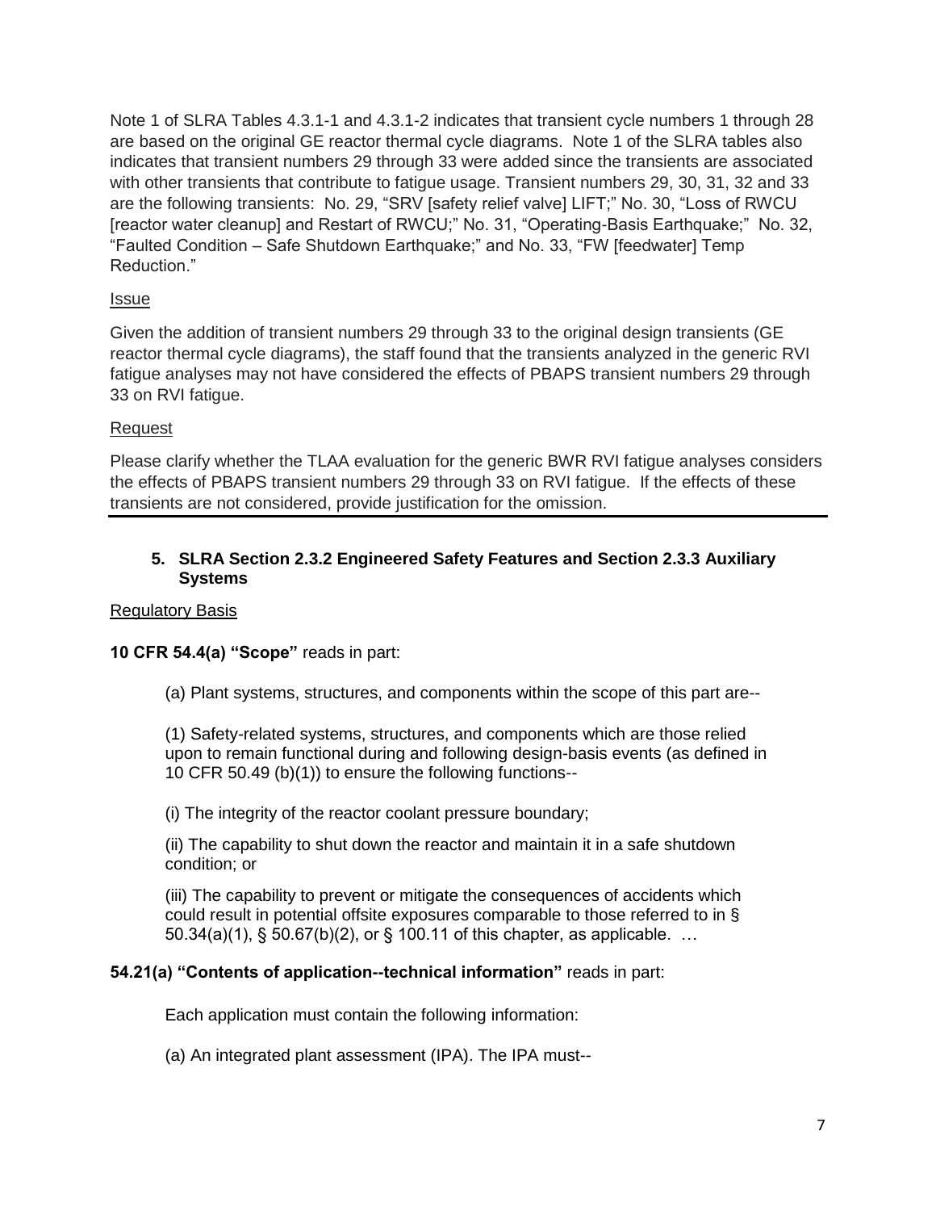Note 1 of SLRA Tables 4.3.1-1 and 4.3.1-2 indicates that transient cycle numbers 1 through 28 are based on the original GE reactor thermal cycle diagrams. Note 1 of the SLRA tables also indicates that transient numbers 29 through 33 were added since the transients are associated with other transients that contribute to fatigue usage. Transient numbers 29, 30, 31, 32 and 33 are the following transients: No. 29, "SRV [safety relief valve] LIFT;" No. 30, "Loss of RWCU [reactor water cleanup] and Restart of RWCU;" No. 31, "Operating-Basis Earthquake;" No. 32, "Faulted Condition – Safe Shutdown Earthquake;" and No. 33, "FW [feedwater] Temp Reduction."

Issue

Given the addition of transient numbers 29 through 33 to the original design transients (GE reactor thermal cycle diagrams), the staff found that the transients analyzed in the generic RVI fatigue analyses may not have considered the effects of PBAPS transient numbers 29 through 33 on RVI fatigue.

Request

Please clarify whether the TLAA evaluation for the generic BWR RVI fatigue analyses considers the effects of PBAPS transient numbers 29 through 33 on RVI fatigue. If the effects of these transients are not considered, provide justification for the omission.

---

### 5. SLRA Section 2.3.2 Engineered Safety Features and Section 2.3.3 Auxiliary Systems

Regulatory Basis

**10 CFR 54.4(a) "Scope"** reads in part:

> (a) Plant systems, structures, and components within the scope of this part are--
>
> (1) Safety-related systems, structures, and components which are those relied upon to remain functional during and following design-basis events (as defined in 10 CFR 50.49 (b)(1)) to ensure the following functions--
>
> (i) The integrity of the reactor coolant pressure boundary;
>
> (ii) The capability to shut down the reactor and maintain it in a safe shutdown condition; or
>
> (iii) The capability to prevent or mitigate the consequences of accidents which could result in potential offsite exposures comparable to those referred to in § 50.34(a)(1), § 50.67(b)(2), or § 100.11 of this chapter, as applicable. …

**54.21(a) "Contents of application--technical information"** reads in part:

> Each application must contain the following information:
>
> (a) An integrated plant assessment (IPA). The IPA must--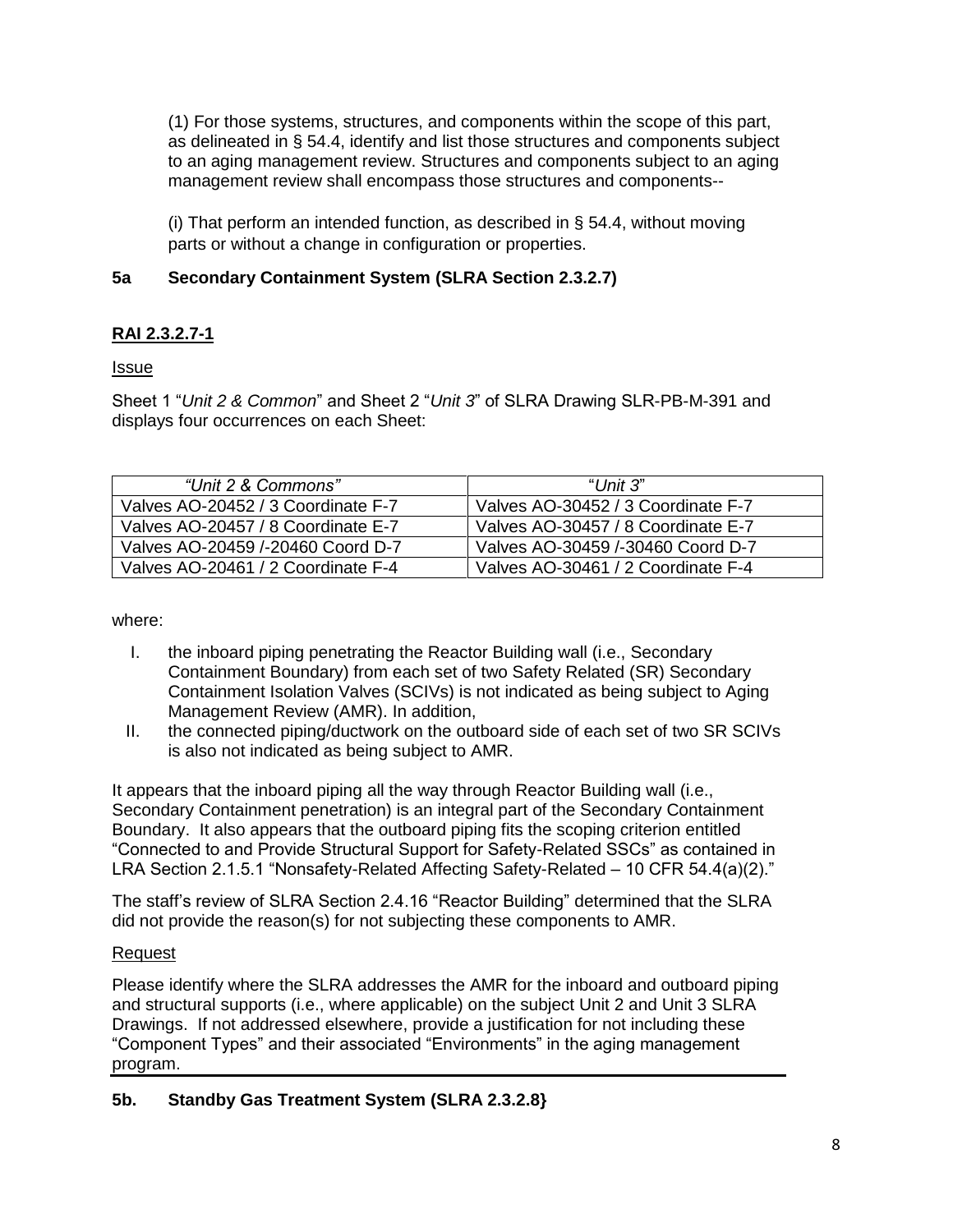(1) For those systems, structures, and components within the scope of this part, as delineated in § 54.4, identify and list those structures and components subject to an aging management review. Structures and components subject to an aging management review shall encompass those structures and components--

(i) That perform an intended function, as described in § 54.4, without moving parts or without a change in configuration or properties.

## 5a Secondary Containment System (SLRA Section 2.3.2.7)

### RAI 2.3.2.7-1

Issue

Sheet 1 "*Unit 2 & Common*" and Sheet 2 "*Unit 3*" of SLRA Drawing SLR-PB-M-391 and displays four occurrences on each Sheet:

| *"Unit 2 & Commons"* | "*Unit 3*" |
| --- | --- |
| Valves AO-20452 / 3 Coordinate F-7 | Valves AO-30452 / 3 Coordinate F-7 |
| Valves AO-20457 / 8 Coordinate E-7 | Valves AO-30457 / 8 Coordinate E-7 |
| Valves AO-20459 /-20460 Coord D-7 | Valves AO-30459 /-30460 Coord D-7 |
| Valves AO-20461 / 2 Coordinate F-4 | Valves AO-30461 / 2 Coordinate F-4 |

where:

I. the inboard piping penetrating the Reactor Building wall (i.e., Secondary Containment Boundary) from each set of two Safety Related (SR) Secondary Containment Isolation Valves (SCIVs) is not indicated as being subject to Aging Management Review (AMR). In addition,

II. the connected piping/ductwork on the outboard side of each set of two SR SCIVs is also not indicated as being subject to AMR.

It appears that the inboard piping all the way through Reactor Building wall (i.e., Secondary Containment penetration) is an integral part of the Secondary Containment Boundary. It also appears that the outboard piping fits the scoping criterion entitled "Connected to and Provide Structural Support for Safety-Related SSCs" as contained in LRA Section 2.1.5.1 "Nonsafety-Related Affecting Safety-Related – 10 CFR 54.4(a)(2)."

The staff's review of SLRA Section 2.4.16 "Reactor Building" determined that the SLRA did not provide the reason(s) for not subjecting these components to AMR.

Request

Please identify where the SLRA addresses the AMR for the inboard and outboard piping and structural supports (i.e., where applicable) on the subject Unit 2 and Unit 3 SLRA Drawings. If not addressed elsewhere, provide a justification for not including these "Component Types" and their associated "Environments" in the aging management program.

---

## 5b. Standby Gas Treatment System (SLRA 2.3.2.8}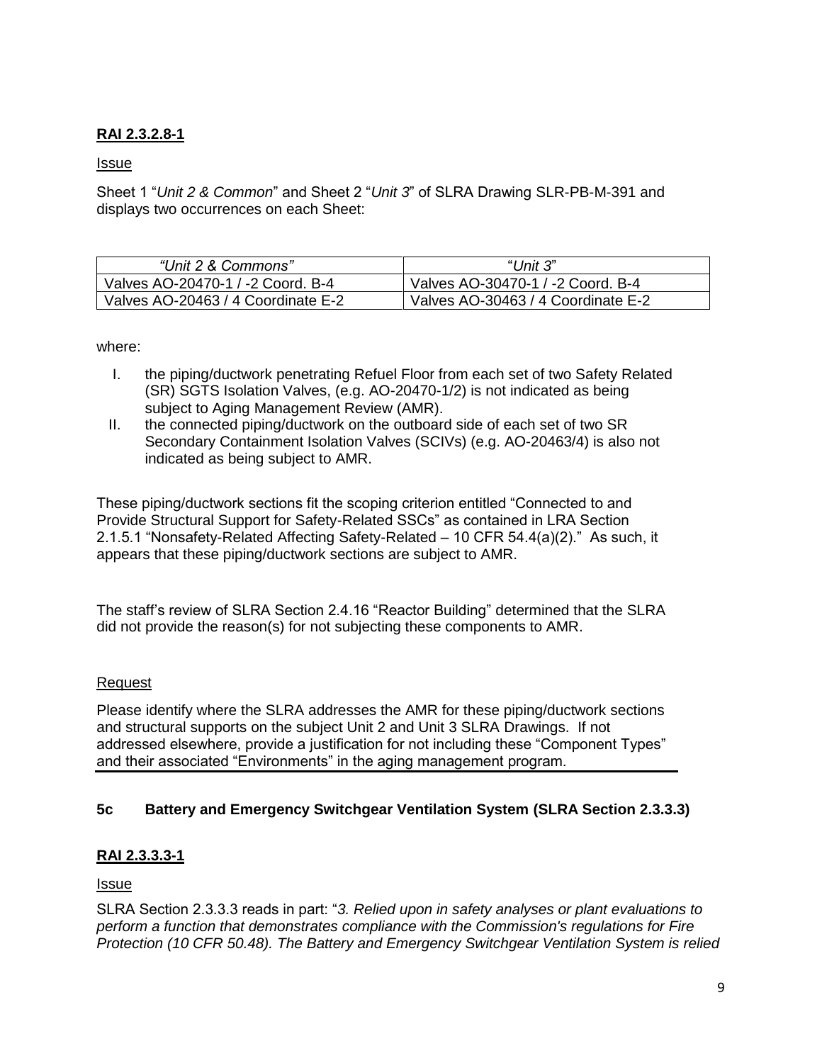**RAI 2.3.2.8-1**

Issue

Sheet 1 "*Unit 2 & Common*" and Sheet 2 "*Unit 3*" of SLRA Drawing SLR-PB-M-391 and displays two occurrences on each Sheet:

| *"Unit 2 & Commons"* | "*Unit 3*" |
|---|---|
| Valves AO-20470-1 / -2 Coord. B-4 | Valves AO-30470-1 / -2 Coord. B-4 |
| Valves AO-20463 / 4 Coordinate E-2 | Valves AO-30463 / 4 Coordinate E-2 |

where:

I. the piping/ductwork penetrating Refuel Floor from each set of two Safety Related (SR) SGTS Isolation Valves, (e.g. AO-20470-1/2) is not indicated as being subject to Aging Management Review (AMR).

II. the connected piping/ductwork on the outboard side of each set of two SR Secondary Containment Isolation Valves (SCIVs) (e.g. AO-20463/4) is also not indicated as being subject to AMR.

These piping/ductwork sections fit the scoping criterion entitled "Connected to and Provide Structural Support for Safety-Related SSCs" as contained in LRA Section 2.1.5.1 "Nonsafety-Related Affecting Safety-Related – 10 CFR 54.4(a)(2)." As such, it appears that these piping/ductwork sections are subject to AMR.

The staff's review of SLRA Section 2.4.16 "Reactor Building" determined that the SLRA did not provide the reason(s) for not subjecting these components to AMR.

Request

Please identify where the SLRA addresses the AMR for these piping/ductwork sections and structural supports on the subject Unit 2 and Unit 3 SLRA Drawings. If not addressed elsewhere, provide a justification for not including these "Component Types" and their associated "Environments" in the aging management program.

---

**5c Battery and Emergency Switchgear Ventilation System (SLRA Section 2.3.3.3)**

**RAI 2.3.3.3-1**

Issue

SLRA Section 2.3.3.3 reads in part: "*3. Relied upon in safety analyses or plant evaluations to perform a function that demonstrates compliance with the Commission's regulations for Fire Protection (10 CFR 50.48). The Battery and Emergency Switchgear Ventilation System is relied*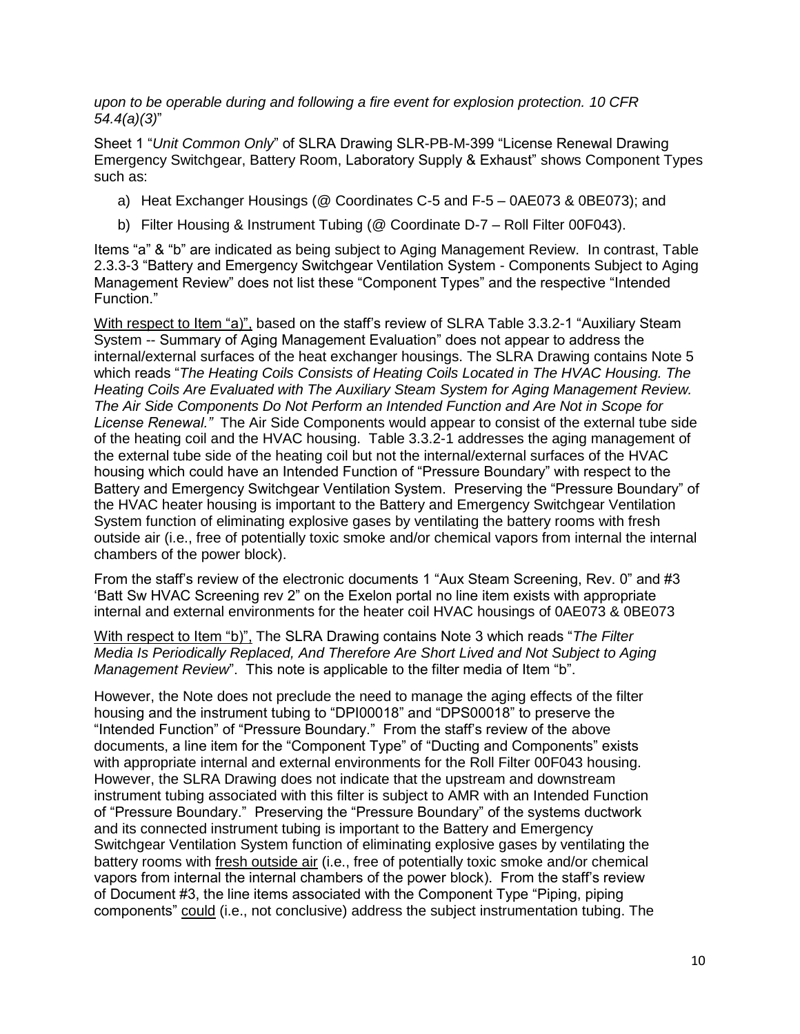*upon to be operable during and following a fire event for explosion protection. 10 CFR 54.4(a)(3)*"

Sheet 1 "*Unit Common Only*" of SLRA Drawing SLR-PB-M-399 "License Renewal Drawing Emergency Switchgear, Battery Room, Laboratory Supply & Exhaust" shows Component Types such as:

a) Heat Exchanger Housings (@ Coordinates C-5 and F-5 – 0AE073 & 0BE073); and

b) Filter Housing & Instrument Tubing (@ Coordinate D-7 – Roll Filter 00F043).

Items "a" & "b" are indicated as being subject to Aging Management Review. In contrast, Table 2.3.3-3 "Battery and Emergency Switchgear Ventilation System - Components Subject to Aging Management Review" does not list these "Component Types" and the respective "Intended Function."

<u>With respect to Item "a)"</u>, based on the staff's review of SLRA Table 3.3.2-1 "Auxiliary Steam System -- Summary of Aging Management Evaluation" does not appear to address the internal/external surfaces of the heat exchanger housings. The SLRA Drawing contains Note 5 which reads "*The Heating Coils Consists of Heating Coils Located in The HVAC Housing. The Heating Coils Are Evaluated with The Auxiliary Steam System for Aging Management Review. The Air Side Components Do Not Perform an Intended Function and Are Not in Scope for License Renewal.*" The Air Side Components would appear to consist of the external tube side of the heating coil and the HVAC housing. Table 3.3.2-1 addresses the aging management of the external tube side of the heating coil but not the internal/external surfaces of the HVAC housing which could have an Intended Function of "Pressure Boundary" with respect to the Battery and Emergency Switchgear Ventilation System. Preserving the "Pressure Boundary" of the HVAC heater housing is important to the Battery and Emergency Switchgear Ventilation System function of eliminating explosive gases by ventilating the battery rooms with fresh outside air (i.e., free of potentially toxic smoke and/or chemical vapors from internal the internal chambers of the power block).

From the staff's review of the electronic documents 1 "Aux Steam Screening, Rev. 0" and #3 'Batt Sw HVAC Screening rev 2" on the Exelon portal no line item exists with appropriate internal and external environments for the heater coil HVAC housings of 0AE073 & 0BE073

<u>With respect to Item "b)"</u>, The SLRA Drawing contains Note 3 which reads "*The Filter Media Is Periodically Replaced, And Therefore Are Short Lived and Not Subject to Aging Management Review*". This note is applicable to the filter media of Item "b".

However, the Note does not preclude the need to manage the aging effects of the filter housing and the instrument tubing to "DPI00018" and "DPS00018" to preserve the "Intended Function" of "Pressure Boundary." From the staff's review of the above documents, a line item for the "Component Type" of "Ducting and Components" exists with appropriate internal and external environments for the Roll Filter 00F043 housing. However, the SLRA Drawing does not indicate that the upstream and downstream instrument tubing associated with this filter is subject to AMR with an Intended Function of "Pressure Boundary." Preserving the "Pressure Boundary" of the systems ductwork and its connected instrument tubing is important to the Battery and Emergency Switchgear Ventilation System function of eliminating explosive gases by ventilating the battery rooms with <u>fresh outside air</u> (i.e., free of potentially toxic smoke and/or chemical vapors from internal the internal chambers of the power block). From the staff's review of Document #3, the line items associated with the Component Type "Piping, piping components" <u>could</u> (i.e., not conclusive) address the subject instrumentation tubing. The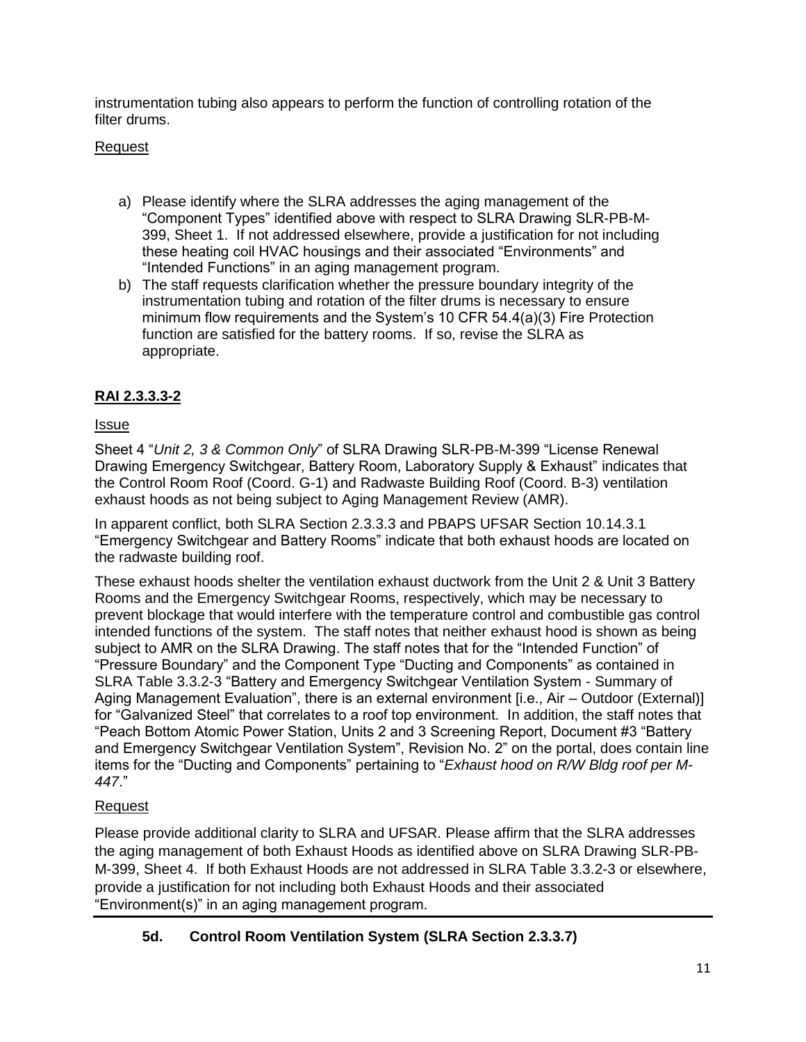instrumentation tubing also appears to perform the function of controlling rotation of the filter drums.

Request

a) Please identify where the SLRA addresses the aging management of the "Component Types" identified above with respect to SLRA Drawing SLR-PB-M-399, Sheet 1. If not addressed elsewhere, provide a justification for not including these heating coil HVAC housings and their associated "Environments" and "Intended Functions" in an aging management program.
b) The staff requests clarification whether the pressure boundary integrity of the instrumentation tubing and rotation of the filter drums is necessary to ensure minimum flow requirements and the System's 10 CFR 54.4(a)(3) Fire Protection function are satisfied for the battery rooms. If so, revise the SLRA as appropriate.

**RAI 2.3.3.3-2**

Issue

Sheet 4 "*Unit 2, 3 & Common Only*" of SLRA Drawing SLR-PB-M-399 "License Renewal Drawing Emergency Switchgear, Battery Room, Laboratory Supply & Exhaust" indicates that the Control Room Roof (Coord. G-1) and Radwaste Building Roof (Coord. B-3) ventilation exhaust hoods as not being subject to Aging Management Review (AMR).

In apparent conflict, both SLRA Section 2.3.3.3 and PBAPS UFSAR Section 10.14.3.1 "Emergency Switchgear and Battery Rooms" indicate that both exhaust hoods are located on the radwaste building roof.

These exhaust hoods shelter the ventilation exhaust ductwork from the Unit 2 & Unit 3 Battery Rooms and the Emergency Switchgear Rooms, respectively, which may be necessary to prevent blockage that would interfere with the temperature control and combustible gas control intended functions of the system. The staff notes that neither exhaust hood is shown as being subject to AMR on the SLRA Drawing. The staff notes that for the "Intended Function" of "Pressure Boundary" and the Component Type "Ducting and Components" as contained in SLRA Table 3.3.2-3 "Battery and Emergency Switchgear Ventilation System - Summary of Aging Management Evaluation", there is an external environment [i.e., Air – Outdoor (External)] for "Galvanized Steel" that correlates to a roof top environment. In addition, the staff notes that "Peach Bottom Atomic Power Station, Units 2 and 3 Screening Report, Document #3 "Battery and Emergency Switchgear Ventilation System", Revision No. 2" on the portal, does contain line items for the "Ducting and Components" pertaining to "*Exhaust hood on R/W Bldg roof per M-447*."

Request

Please provide additional clarity to SLRA and UFSAR. Please affirm that the SLRA addresses the aging management of both Exhaust Hoods as identified above on SLRA Drawing SLR-PB-M-399, Sheet 4. If both Exhaust Hoods are not addressed in SLRA Table 3.3.2-3 or elsewhere, provide a justification for not including both Exhaust Hoods and their associated "Environment(s)" in an aging management program.

**5d. Control Room Ventilation System (SLRA Section 2.3.3.7)**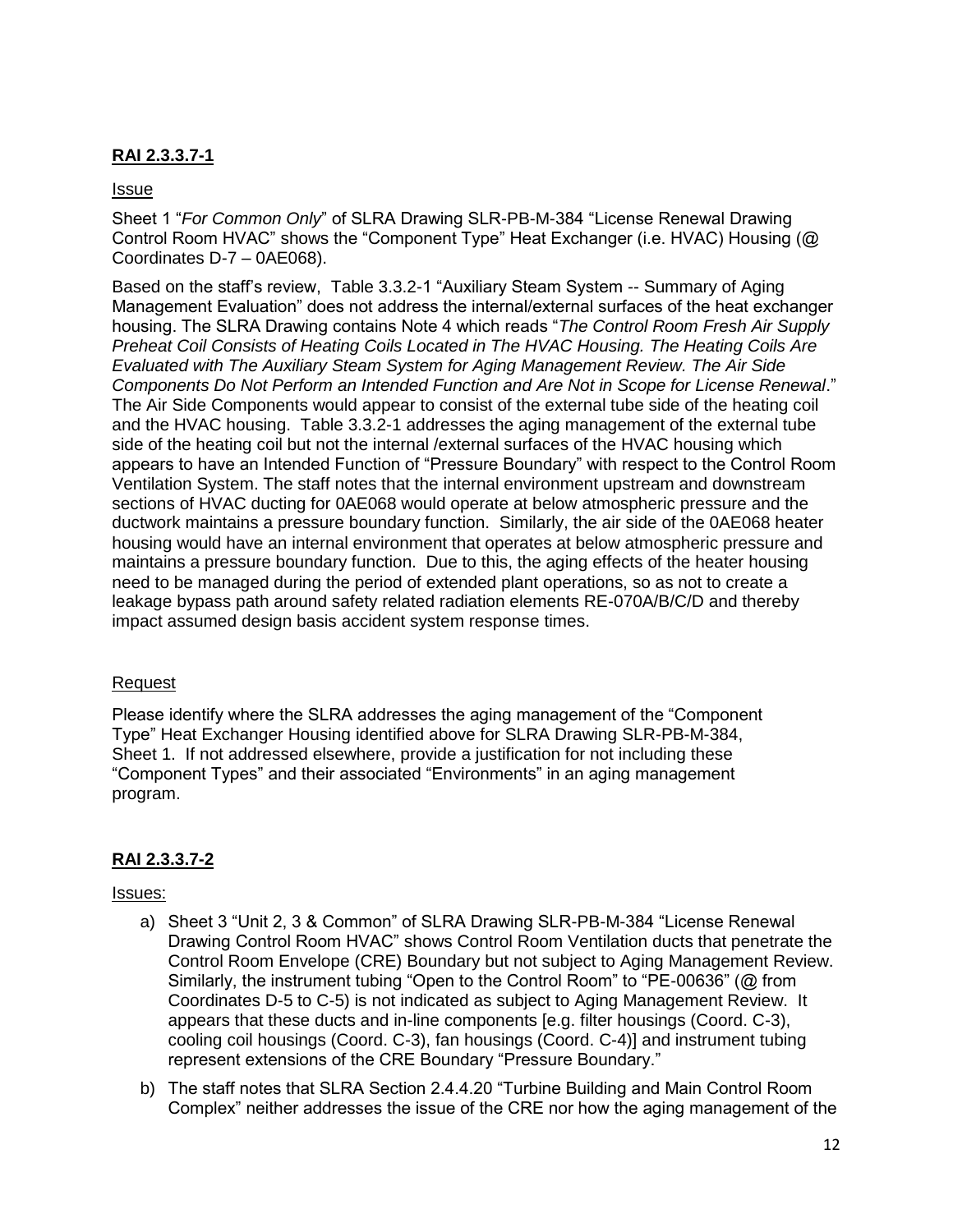## RAI 2.3.3.7-1

Issue

Sheet 1 "*For Common Only*" of SLRA Drawing SLR-PB-M-384 "License Renewal Drawing Control Room HVAC" shows the "Component Type" Heat Exchanger (i.e. HVAC) Housing (@ Coordinates D-7 – 0AE068).

Based on the staff's review, Table 3.3.2-1 "Auxiliary Steam System -- Summary of Aging Management Evaluation" does not address the internal/external surfaces of the heat exchanger housing. The SLRA Drawing contains Note 4 which reads "*The Control Room Fresh Air Supply Preheat Coil Consists of Heating Coils Located in The HVAC Housing. The Heating Coils Are Evaluated with The Auxiliary Steam System for Aging Management Review. The Air Side Components Do Not Perform an Intended Function and Are Not in Scope for License Renewal*." The Air Side Components would appear to consist of the external tube side of the heating coil and the HVAC housing. Table 3.3.2-1 addresses the aging management of the external tube side of the heating coil but not the internal /external surfaces of the HVAC housing which appears to have an Intended Function of "Pressure Boundary" with respect to the Control Room Ventilation System. The staff notes that the internal environment upstream and downstream sections of HVAC ducting for 0AE068 would operate at below atmospheric pressure and the ductwork maintains a pressure boundary function. Similarly, the air side of the 0AE068 heater housing would have an internal environment that operates at below atmospheric pressure and maintains a pressure boundary function. Due to this, the aging effects of the heater housing need to be managed during the period of extended plant operations, so as not to create a leakage bypass path around safety related radiation elements RE-070A/B/C/D and thereby impact assumed design basis accident system response times.

Request

Please identify where the SLRA addresses the aging management of the "Component Type" Heat Exchanger Housing identified above for SLRA Drawing SLR-PB-M-384, Sheet 1. If not addressed elsewhere, provide a justification for not including these "Component Types" and their associated "Environments" in an aging management program.

## RAI 2.3.3.7-2

Issues:

a) Sheet 3 "Unit 2, 3 & Common" of SLRA Drawing SLR-PB-M-384 "License Renewal Drawing Control Room HVAC" shows Control Room Ventilation ducts that penetrate the Control Room Envelope (CRE) Boundary but not subject to Aging Management Review. Similarly, the instrument tubing "Open to the Control Room" to "PE-00636" (@ from Coordinates D-5 to C-5) is not indicated as subject to Aging Management Review. It appears that these ducts and in-line components [e.g. filter housings (Coord. C-3), cooling coil housings (Coord. C-3), fan housings (Coord. C-4)] and instrument tubing represent extensions of the CRE Boundary "Pressure Boundary."

b) The staff notes that SLRA Section 2.4.4.20 "Turbine Building and Main Control Room Complex" neither addresses the issue of the CRE nor how the aging management of the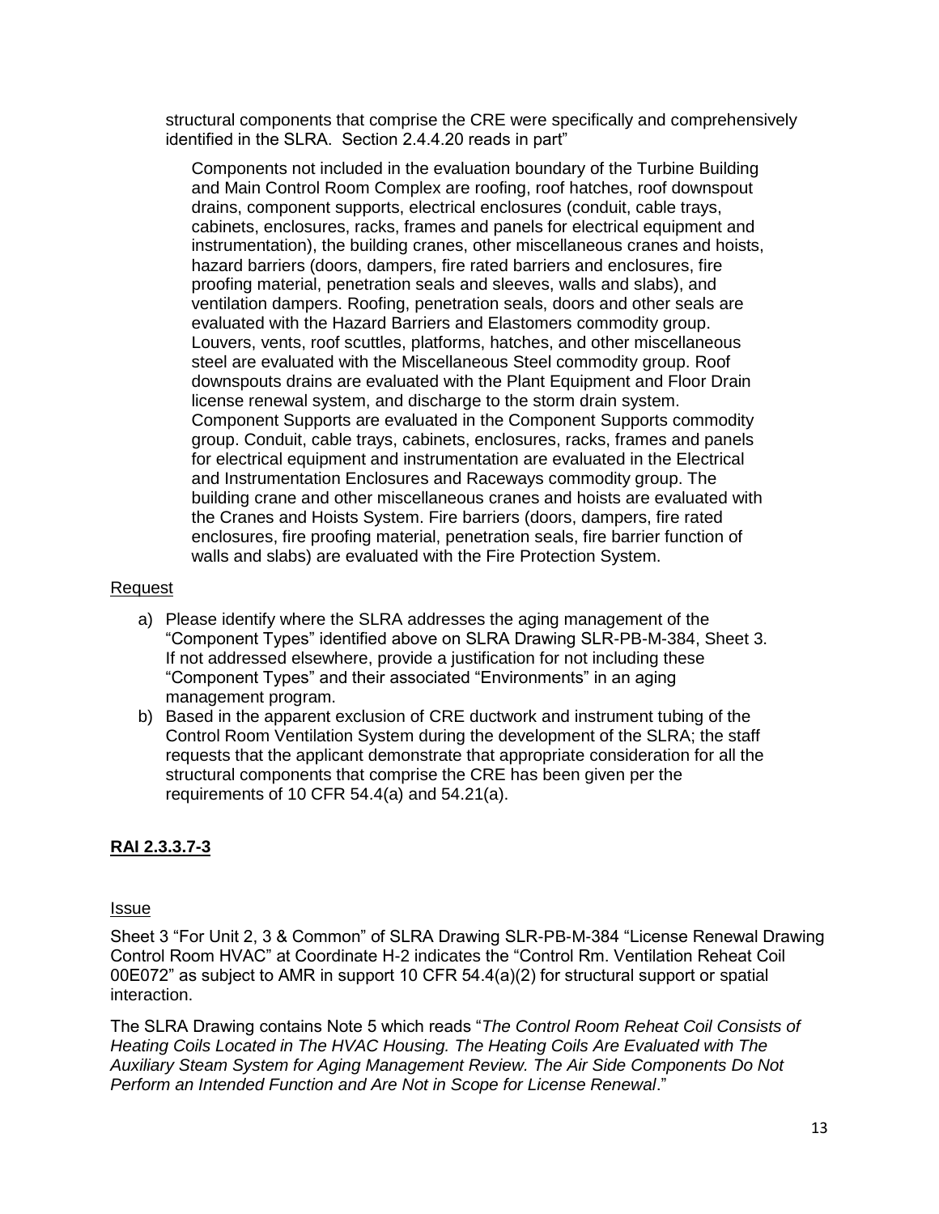structural components that comprise the CRE were specifically and comprehensively identified in the SLRA. Section 2.4.4.20 reads in part"

> Components not included in the evaluation boundary of the Turbine Building and Main Control Room Complex are roofing, roof hatches, roof downspout drains, component supports, electrical enclosures (conduit, cable trays, cabinets, enclosures, racks, frames and panels for electrical equipment and instrumentation), the building cranes, other miscellaneous cranes and hoists, hazard barriers (doors, dampers, fire rated barriers and enclosures, fire proofing material, penetration seals and sleeves, walls and slabs), and ventilation dampers. Roofing, penetration seals, doors and other seals are evaluated with the Hazard Barriers and Elastomers commodity group. Louvers, vents, roof scuttles, platforms, hatches, and other miscellaneous steel are evaluated with the Miscellaneous Steel commodity group. Roof downspouts drains are evaluated with the Plant Equipment and Floor Drain license renewal system, and discharge to the storm drain system. Component Supports are evaluated in the Component Supports commodity group. Conduit, cable trays, cabinets, enclosures, racks, frames and panels for electrical equipment and instrumentation are evaluated in the Electrical and Instrumentation Enclosures and Raceways commodity group. The building crane and other miscellaneous cranes and hoists are evaluated with the Cranes and Hoists System. Fire barriers (doors, dampers, fire rated enclosures, fire proofing material, penetration seals, fire barrier function of walls and slabs) are evaluated with the Fire Protection System.

Request

a) Please identify where the SLRA addresses the aging management of the "Component Types" identified above on SLRA Drawing SLR-PB-M-384, Sheet 3. If not addressed elsewhere, provide a justification for not including these "Component Types" and their associated "Environments" in an aging management program.
b) Based in the apparent exclusion of CRE ductwork and instrument tubing of the Control Room Ventilation System during the development of the SLRA; the staff requests that the applicant demonstrate that appropriate consideration for all the structural components that comprise the CRE has been given per the requirements of 10 CFR 54.4(a) and 54.21(a).

## RAI 2.3.3.7-3

Issue

Sheet 3 "For Unit 2, 3 & Common" of SLRA Drawing SLR-PB-M-384 "License Renewal Drawing Control Room HVAC" at Coordinate H-2 indicates the "Control Rm. Ventilation Reheat Coil 00E072" as subject to AMR in support 10 CFR 54.4(a)(2) for structural support or spatial interaction.

The SLRA Drawing contains Note 5 which reads "*The Control Room Reheat Coil Consists of Heating Coils Located in The HVAC Housing. The Heating Coils Are Evaluated with The Auxiliary Steam System for Aging Management Review. The Air Side Components Do Not Perform an Intended Function and Are Not in Scope for License Renewal*."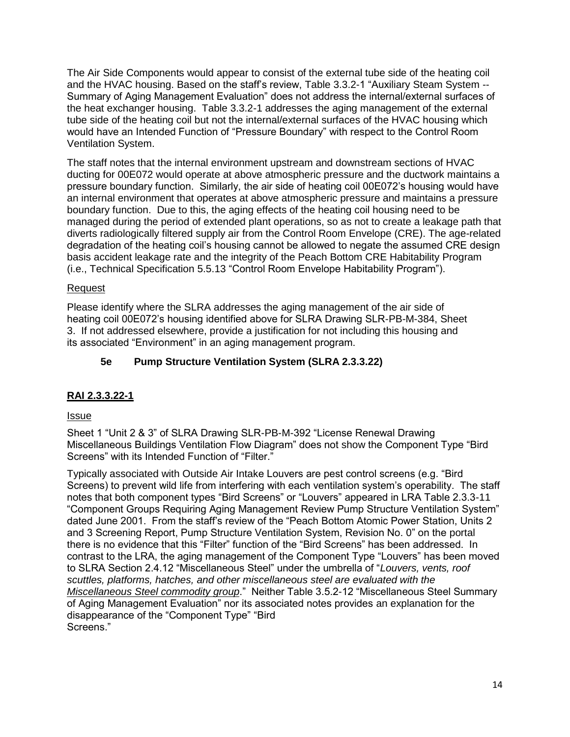The Air Side Components would appear to consist of the external tube side of the heating coil and the HVAC housing. Based on the staff's review, Table 3.3.2-1 "Auxiliary Steam System -- Summary of Aging Management Evaluation" does not address the internal/external surfaces of the heat exchanger housing. Table 3.3.2-1 addresses the aging management of the external tube side of the heating coil but not the internal/external surfaces of the HVAC housing which would have an Intended Function of "Pressure Boundary" with respect to the Control Room Ventilation System.

The staff notes that the internal environment upstream and downstream sections of HVAC ducting for 00E072 would operate at above atmospheric pressure and the ductwork maintains a pressure boundary function. Similarly, the air side of heating coil 00E072's housing would have an internal environment that operates at above atmospheric pressure and maintains a pressure boundary function. Due to this, the aging effects of the heating coil housing need to be managed during the period of extended plant operations, so as not to create a leakage path that diverts radiologically filtered supply air from the Control Room Envelope (CRE). The age-related degradation of the heating coil's housing cannot be allowed to negate the assumed CRE design basis accident leakage rate and the integrity of the Peach Bottom CRE Habitability Program (i.e., Technical Specification 5.5.13 "Control Room Envelope Habitability Program").

Request

Please identify where the SLRA addresses the aging management of the air side of heating coil 00E072's housing identified above for SLRA Drawing SLR-PB-M-384, Sheet 3. If not addressed elsewhere, provide a justification for not including this housing and its associated "Environment" in an aging management program.

### 5e Pump Structure Ventilation System (SLRA 2.3.3.22)

**RAI 2.3.3.22-1**

Issue

Sheet 1 "Unit 2 & 3" of SLRA Drawing SLR-PB-M-392 "License Renewal Drawing Miscellaneous Buildings Ventilation Flow Diagram" does not show the Component Type "Bird Screens" with its Intended Function of "Filter."

Typically associated with Outside Air Intake Louvers are pest control screens (e.g. "Bird Screens) to prevent wild life from interfering with each ventilation system's operability. The staff notes that both component types "Bird Screens" or "Louvers" appeared in LRA Table 2.3.3-11 "Component Groups Requiring Aging Management Review Pump Structure Ventilation System" dated June 2001. From the staff's review of the "Peach Bottom Atomic Power Station, Units 2 and 3 Screening Report, Pump Structure Ventilation System, Revision No. 0" on the portal there is no evidence that this "Filter" function of the "Bird Screens" has been addressed. In contrast to the LRA, the aging management of the Component Type "Louvers" has been moved to SLRA Section 2.4.12 "Miscellaneous Steel" under the umbrella of "*Louvers, vents, roof scuttles, platforms, hatches, and other miscellaneous steel are evaluated with the Miscellaneous Steel commodity group*." Neither Table 3.5.2-12 "Miscellaneous Steel Summary of Aging Management Evaluation" nor its associated notes provides an explanation for the disappearance of the "Component Type" "Bird Screens."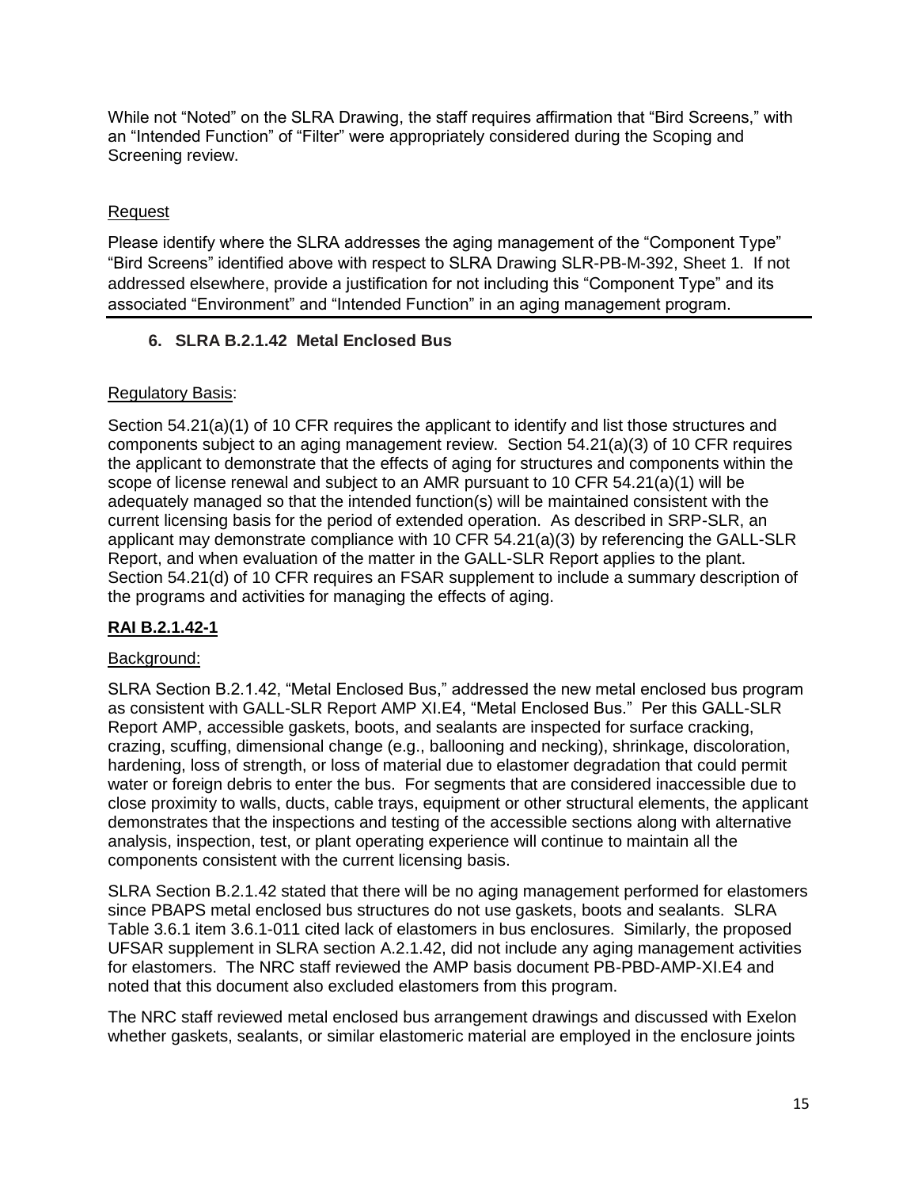While not "Noted" on the SLRA Drawing, the staff requires affirmation that "Bird Screens," with an "Intended Function" of "Filter" were appropriately considered during the Scoping and Screening review.

Request

Please identify where the SLRA addresses the aging management of the "Component Type" "Bird Screens" identified above with respect to SLRA Drawing SLR-PB-M-392, Sheet 1. If not addressed elsewhere, provide a justification for not including this "Component Type" and its associated "Environment" and "Intended Function" in an aging management program.

---

**6. SLRA B.2.1.42 Metal Enclosed Bus**

Regulatory Basis:

Section 54.21(a)(1) of 10 CFR requires the applicant to identify and list those structures and components subject to an aging management review. Section 54.21(a)(3) of 10 CFR requires the applicant to demonstrate that the effects of aging for structures and components within the scope of license renewal and subject to an AMR pursuant to 10 CFR 54.21(a)(1) will be adequately managed so that the intended function(s) will be maintained consistent with the current licensing basis for the period of extended operation. As described in SRP-SLR, an applicant may demonstrate compliance with 10 CFR 54.21(a)(3) by referencing the GALL-SLR Report, and when evaluation of the matter in the GALL-SLR Report applies to the plant. Section 54.21(d) of 10 CFR requires an FSAR supplement to include a summary description of the programs and activities for managing the effects of aging.

**RAI B.2.1.42-1**

Background:

SLRA Section B.2.1.42, "Metal Enclosed Bus," addressed the new metal enclosed bus program as consistent with GALL-SLR Report AMP XI.E4, "Metal Enclosed Bus." Per this GALL-SLR Report AMP, accessible gaskets, boots, and sealants are inspected for surface cracking, crazing, scuffing, dimensional change (e.g., ballooning and necking), shrinkage, discoloration, hardening, loss of strength, or loss of material due to elastomer degradation that could permit water or foreign debris to enter the bus. For segments that are considered inaccessible due to close proximity to walls, ducts, cable trays, equipment or other structural elements, the applicant demonstrates that the inspections and testing of the accessible sections along with alternative analysis, inspection, test, or plant operating experience will continue to maintain all the components consistent with the current licensing basis.

SLRA Section B.2.1.42 stated that there will be no aging management performed for elastomers since PBAPS metal enclosed bus structures do not use gaskets, boots and sealants. SLRA Table 3.6.1 item 3.6.1-011 cited lack of elastomers in bus enclosures. Similarly, the proposed UFSAR supplement in SLRA section A.2.1.42, did not include any aging management activities for elastomers. The NRC staff reviewed the AMP basis document PB-PBD-AMP-XI.E4 and noted that this document also excluded elastomers from this program.

The NRC staff reviewed metal enclosed bus arrangement drawings and discussed with Exelon whether gaskets, sealants, or similar elastomeric material are employed in the enclosure joints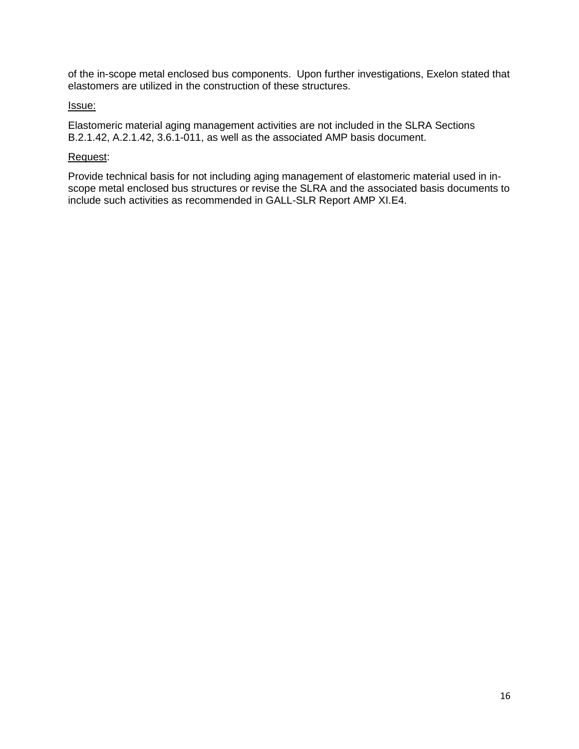of the in-scope metal enclosed bus components. Upon further investigations, Exelon stated that elastomers are utilized in the construction of these structures.

Issue:

Elastomeric material aging management activities are not included in the SLRA Sections B.2.1.42, A.2.1.42, 3.6.1-011, as well as the associated AMP basis document.

Request:

Provide technical basis for not including aging management of elastomeric material used in in-scope metal enclosed bus structures or revise the SLRA and the associated basis documents to include such activities as recommended in GALL-SLR Report AMP XI.E4.